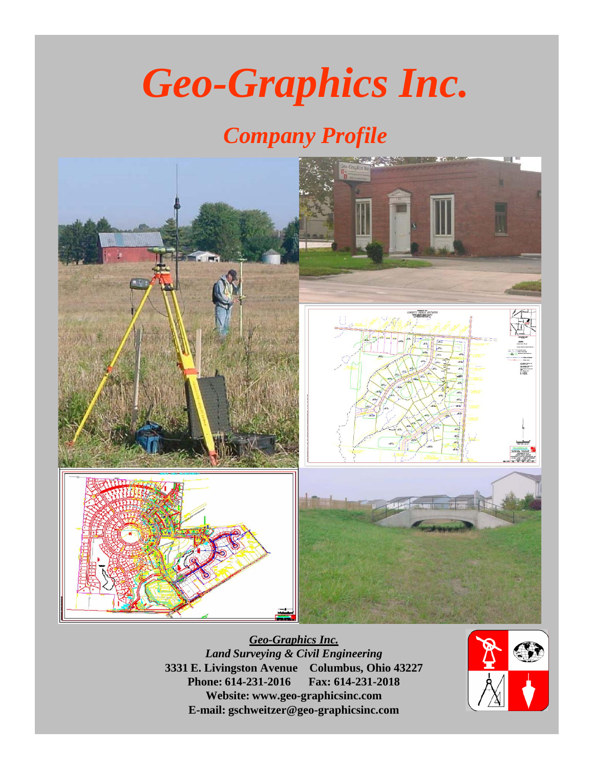# *Geo-Graphics Inc.*

## *Company Profile*

***Geo-Graphics Inc.***
***Land Surveying & Civil Engineering***
**3331 E. Livingston Avenue    Columbus, Ohio 43227**
**Phone: 614-231-2016    Fax: 614-231-2018**
**Website: www.geo-graphicsinc.com**
**E-mail: gschweitzer@geo-graphicsinc.com**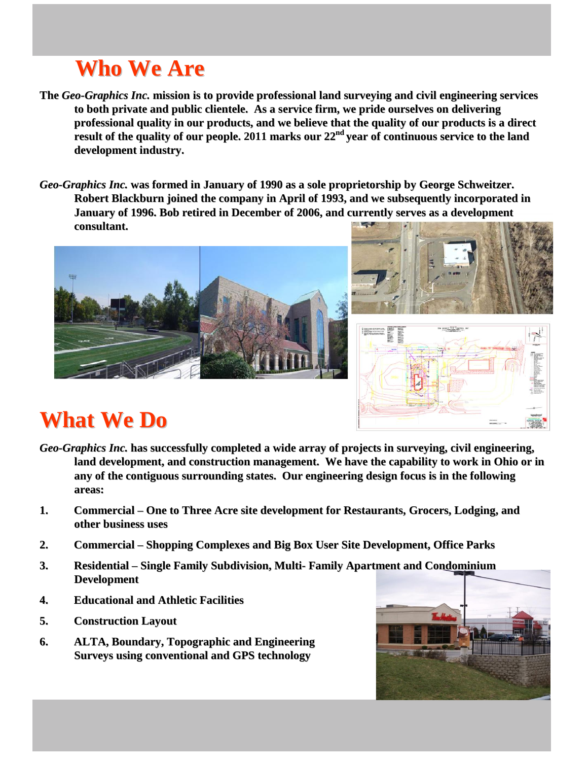# Who We Are

The *Geo-Graphics Inc.* mission is to provide professional land surveying and civil engineering services to both private and public clientele. As a service firm, we pride ourselves on delivering professional quality in our products, and we believe that the quality of our products is a direct result of the quality of our people. 2011 marks our 22nd year of continuous service to the land development industry.

*Geo-Graphics Inc.* was formed in January of 1990 as a sole proprietorship by George Schweitzer. Robert Blackburn joined the company in April of 1993, and we subsequently incorporated in January of 1996. Bob retired in December of 2006, and currently serves as a development consultant.

# What We Do

*Geo-Graphics Inc.* has successfully completed a wide array of projects in surveying, civil engineering, land development, and construction management. We have the capability to work in Ohio or in any of the contiguous surrounding states. Our engineering design focus is in the following areas:

1. Commercial – One to Three Acre site development for Restaurants, Grocers, Lodging, and other business uses
2. Commercial – Shopping Complexes and Big Box User Site Development, Office Parks
3. Residential – Single Family Subdivision, Multi- Family Apartment and Condominium Development
4. Educational and Athletic Facilities
5. Construction Layout
6. ALTA, Boundary, Topographic and Engineering Surveys using conventional and GPS technology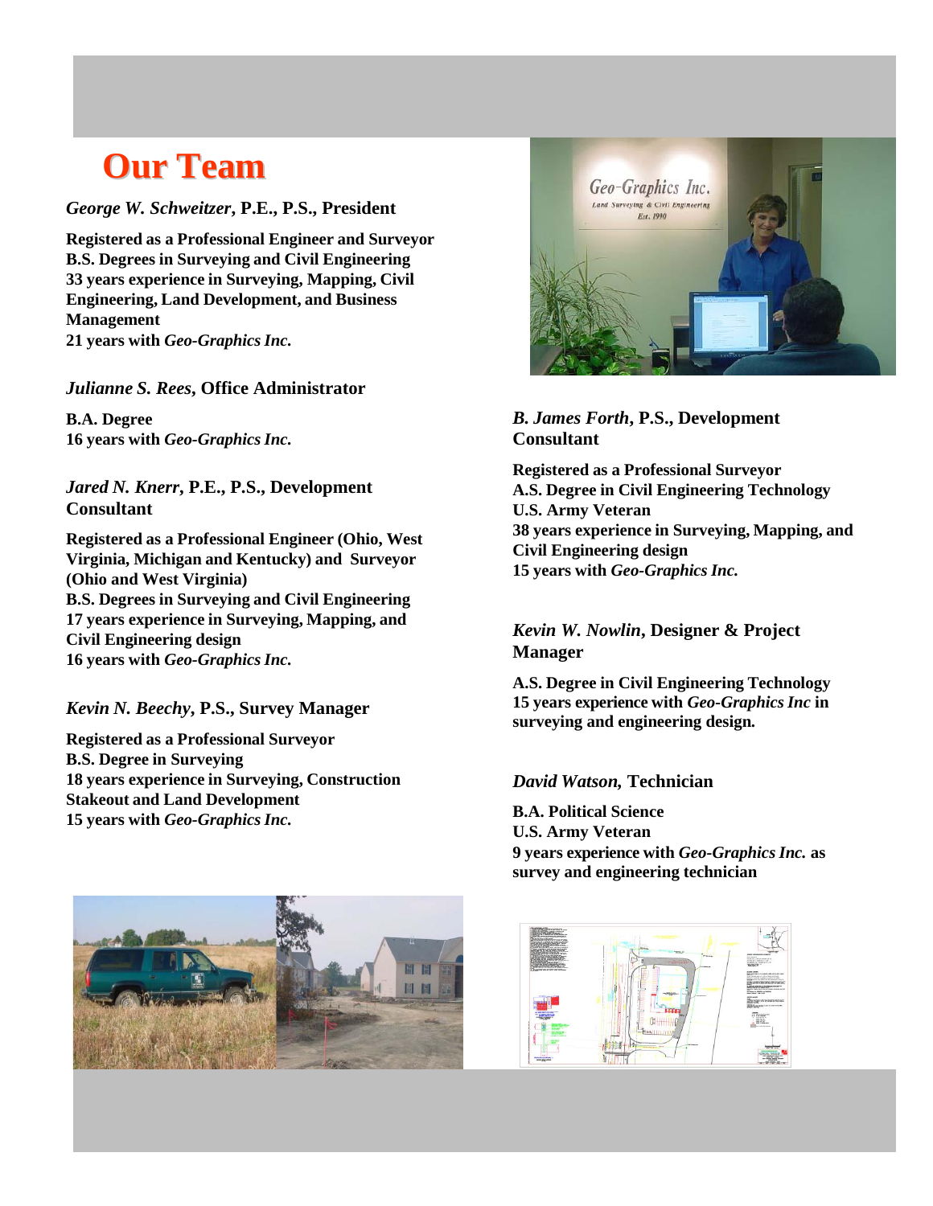# Our Team

***George W. Schweitzer*, P.E., P.S., President**

**Registered as a Professional Engineer and Surveyor**
**B.S. Degrees in Surveying and Civil Engineering**
**33 years experience in Surveying, Mapping, Civil Engineering, Land Development, and Business Management**
**21 years with *Geo-Graphics Inc.***

***Julianne S. Rees*, Office Administrator**

**B.A. Degree**
**16 years with *Geo-Graphics Inc.***

***Jared N. Knerr*, P.E., P.S., Development Consultant**

**Registered as a Professional Engineer (Ohio, West Virginia, Michigan and Kentucky) and Surveyor (Ohio and West Virginia)**
**B.S. Degrees in Surveying and Civil Engineering**
**17 years experience in Surveying, Mapping, and Civil Engineering design**
**16 years with *Geo-Graphics Inc.***

***Kevin N. Beechy*, P.S., Survey Manager**

**Registered as a Professional Surveyor**
**B.S. Degree in Surveying**
**18 years experience in Surveying, Construction Stakeout and Land Development**
**15 years with *Geo-Graphics Inc.***

***B. James Forth*, P.S., Development Consultant**

**Registered as a Professional Surveyor**
**A.S. Degree in Civil Engineering Technology**
**U.S. Army Veteran**
**38 years experience in Surveying, Mapping, and Civil Engineering design**
**15 years with *Geo-Graphics Inc.***

***Kevin W. Nowlin*, Designer & Project Manager**

**A.S. Degree in Civil Engineering Technology**
**15 years experience with *Geo-Graphics Inc* in surveying and engineering design.**

***David Watson*, Technician**

**B.A. Political Science**
**U.S. Army Veteran**
**9 years experience with *Geo-Graphics Inc.* as survey and engineering technician**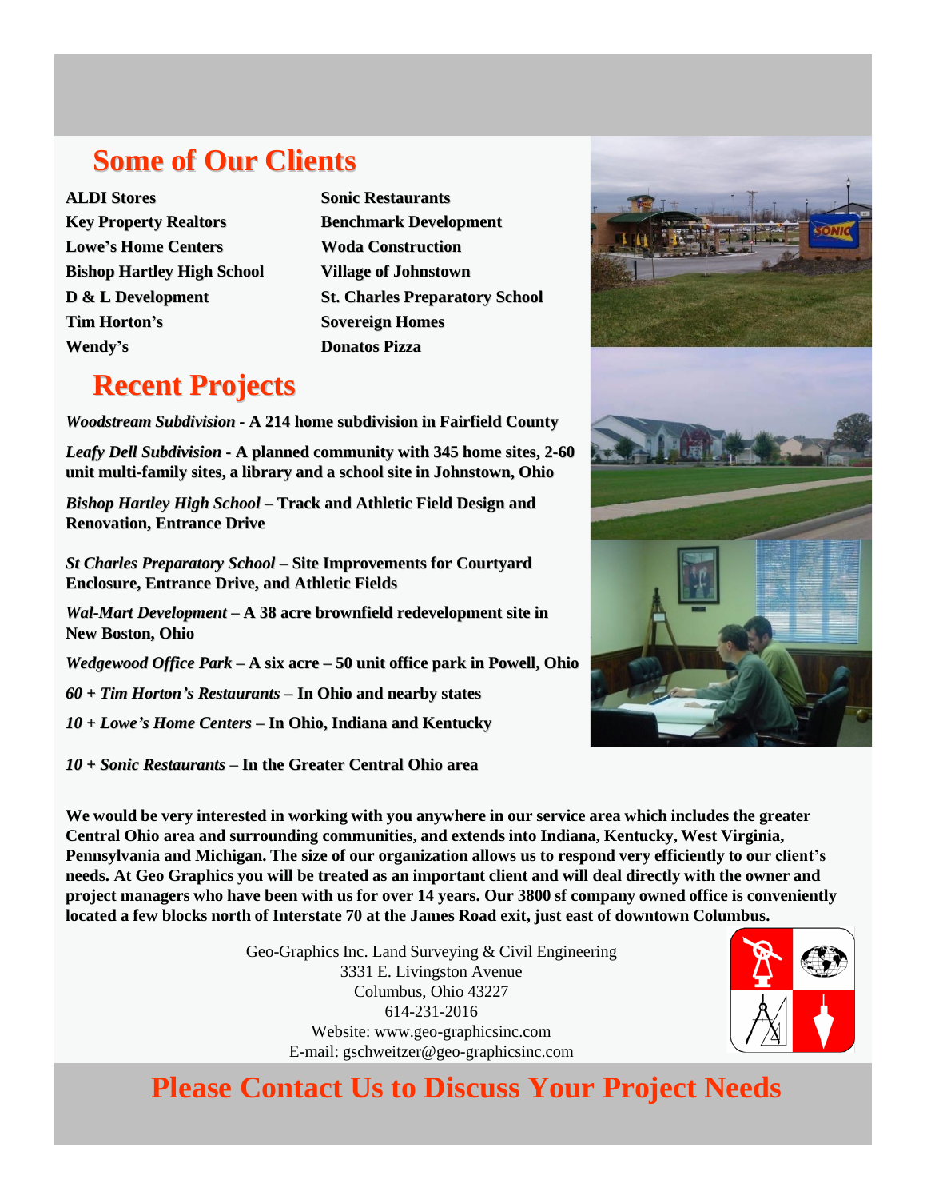## Some of Our Clients

**ALDI Stores**
**Key Property Realtors**
**Lowe's Home Centers**
**Bishop Hartley High School**
**D & L Development**
**Tim Horton's**
**Wendy's**
**Sonic Restaurants**
**Benchmark Development**
**Woda Construction**
**Village of Johnstown**
**St. Charles Preparatory School**
**Sovereign Homes**
**Donatos Pizza**

## Recent Projects

***Woodstream Subdivision*** **- A 214 home subdivision in Fairfield County**

***Leafy Dell Subdivision*** **- A planned community with 345 home sites, 2-60 unit multi-family sites, a library and a school site in Johnstown, Ohio**

***Bishop Hartley High School*** **– Track and Athletic Field Design and Renovation, Entrance Drive**

***St Charles Preparatory School*** **– Site Improvements for Courtyard Enclosure, Entrance Drive, and Athletic Fields**

***Wal-Mart Development*** **– A 38 acre brownfield redevelopment site in New Boston, Ohio**

***Wedgewood Office Park*** **– A six acre – 50 unit office park in Powell, Ohio**

***60 + Tim Horton's Restaurants*** **– In Ohio and nearby states**

***10 + Lowe's Home Centers*** **– In Ohio, Indiana and Kentucky**

***10 + Sonic Restaurants*** **– In the Greater Central Ohio area**

**We would be very interested in working with you anywhere in our service area which includes the greater Central Ohio area and surrounding communities, and extends into Indiana, Kentucky, West Virginia, Pennsylvania and Michigan. The size of our organization allows us to respond very efficiently to our client's needs. At Geo Graphics you will be treated as an important client and will deal directly with the owner and project managers who have been with us for over 14 years. Our 3800 sf company owned office is conveniently located a few blocks north of Interstate 70 at the James Road exit, just east of downtown Columbus.**

Geo-Graphics Inc. Land Surveying & Civil Engineering
3331 E. Livingston Avenue
Columbus, Ohio 43227
614-231-2016
Website: www.geo-graphicsinc.com
E-mail: gschweitzer@geo-graphicsinc.com

## Please Contact Us to Discuss Your Project Needs